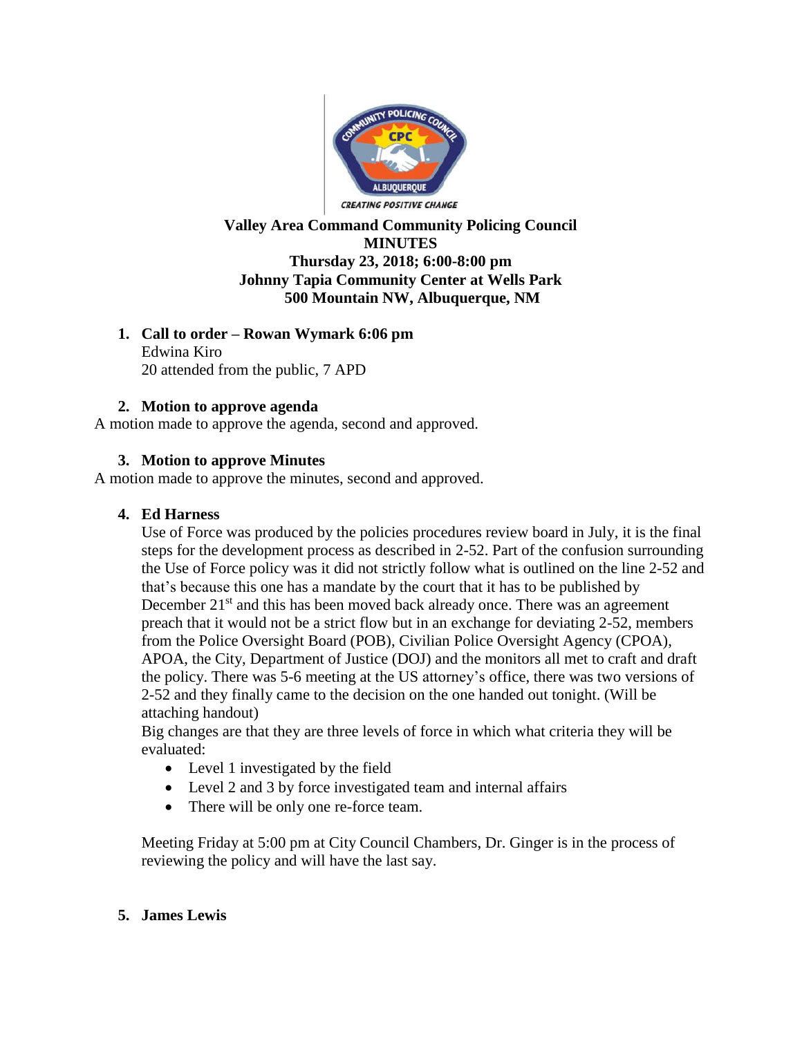**Valley Area Command Community Policing Council**
**MINUTES**
**Thursday 23, 2018; 6:00-8:00 pm**
**Johnny Tapia Community Center at Wells Park**
**500 Mountain NW, Albuquerque, NM**

1. **Call to order – Rowan Wymark 6:06 pm**
   Edwina Kiro
   20 attended from the public, 7 APD

2. **Motion to approve agenda**

A motion made to approve the agenda, second and approved.

3. **Motion to approve Minutes**

A motion made to approve the minutes, second and approved.

4. **Ed Harness**

   Use of Force was produced by the policies procedures review board in July, it is the final steps for the development process as described in 2-52. Part of the confusion surrounding the Use of Force policy was it did not strictly follow what is outlined on the line 2-52 and that's because this one has a mandate by the court that it has to be published by December 21st and this has been moved back already once. There was an agreement preach that it would not be a strict flow but in an exchange for deviating 2-52, members from the Police Oversight Board (POB), Civilian Police Oversight Agency (CPOA), APOA, the City, Department of Justice (DOJ) and the monitors all met to craft and draft the policy. There was 5-6 meeting at the US attorney's office, there was two versions of 2-52 and they finally came to the decision on the one handed out tonight. (Will be attaching handout)

   Big changes are that they are three levels of force in which what criteria they will be evaluated:

   - Level 1 investigated by the field
   - Level 2 and 3 by force investigated team and internal affairs
   - There will be only one re-force team.

   Meeting Friday at 5:00 pm at City Council Chambers, Dr. Ginger is in the process of reviewing the policy and will have the last say.

5. **James Lewis**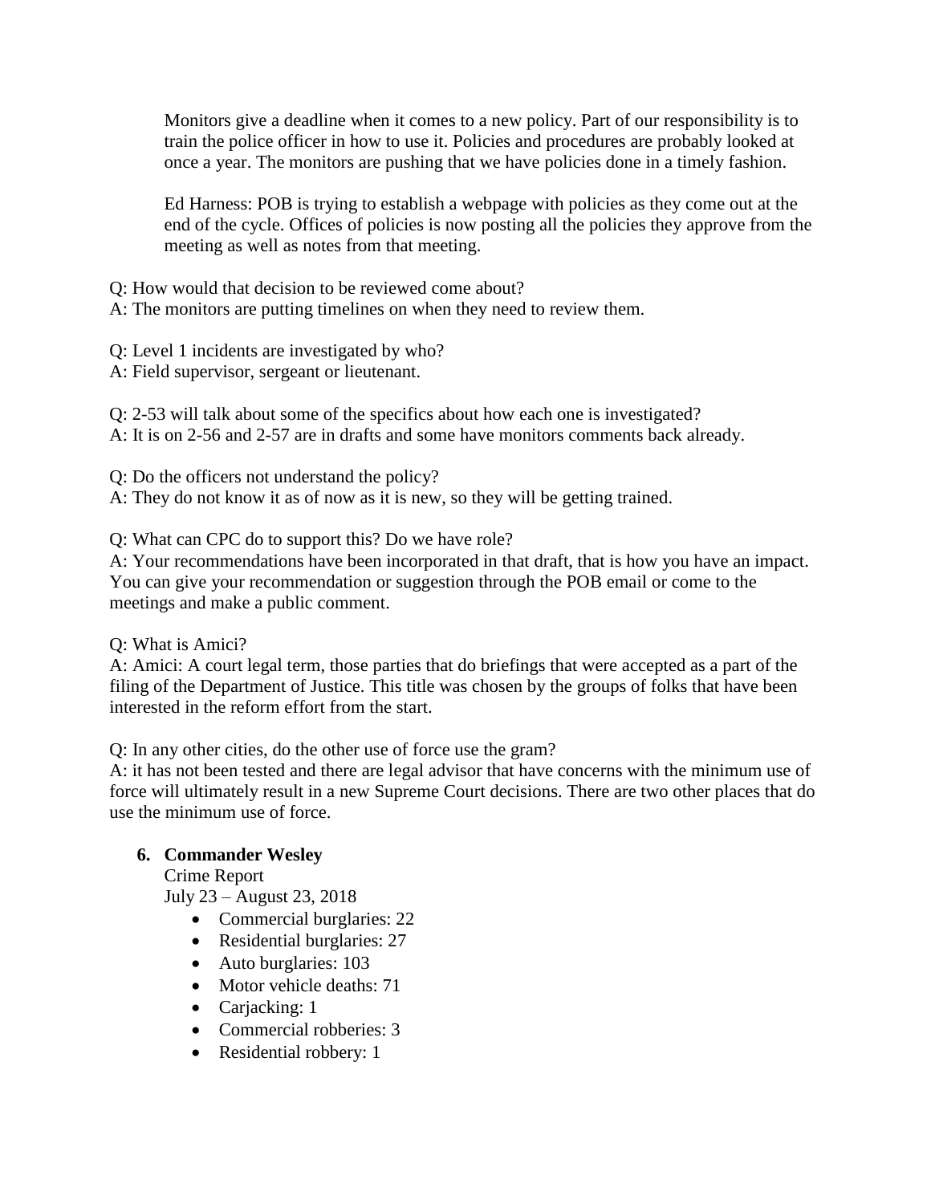Monitors give a deadline when it comes to a new policy. Part of our responsibility is to train the police officer in how to use it. Policies and procedures are probably looked at once a year. The monitors are pushing that we have policies done in a timely fashion.

Ed Harness: POB is trying to establish a webpage with policies as they come out at the end of the cycle. Offices of policies is now posting all the policies they approve from the meeting as well as notes from that meeting.

Q: How would that decision to be reviewed come about?
A: The monitors are putting timelines on when they need to review them.

Q: Level 1 incidents are investigated by who?
A: Field supervisor, sergeant or lieutenant.

Q: 2-53 will talk about some of the specifics about how each one is investigated?
A: It is on 2-56 and 2-57 are in drafts and some have monitors comments back already.

Q: Do the officers not understand the policy?
A: They do not know it as of now as it is new, so they will be getting trained.

Q: What can CPC do to support this? Do we have role?
A: Your recommendations have been incorporated in that draft, that is how you have an impact. You can give your recommendation or suggestion through the POB email or come to the meetings and make a public comment.

Q: What is Amici?
A: Amici: A court legal term, those parties that do briefings that were accepted as a part of the filing of the Department of Justice. This title was chosen by the groups of folks that have been interested in the reform effort from the start.

Q: In any other cities, do the other use of force use the gram?
A: it has not been tested and there are legal advisor that have concerns with the minimum use of force will ultimately result in a new Supreme Court decisions. There are two other places that do use the minimum use of force.

6. **Commander Wesley**

   Crime Report

   July 23 – August 23, 2018

   - Commercial burglaries: 22
   - Residential burglaries: 27
   - Auto burglaries: 103
   - Motor vehicle deaths: 71
   - Carjacking: 1
   - Commercial robberies: 3
   - Residential robbery: 1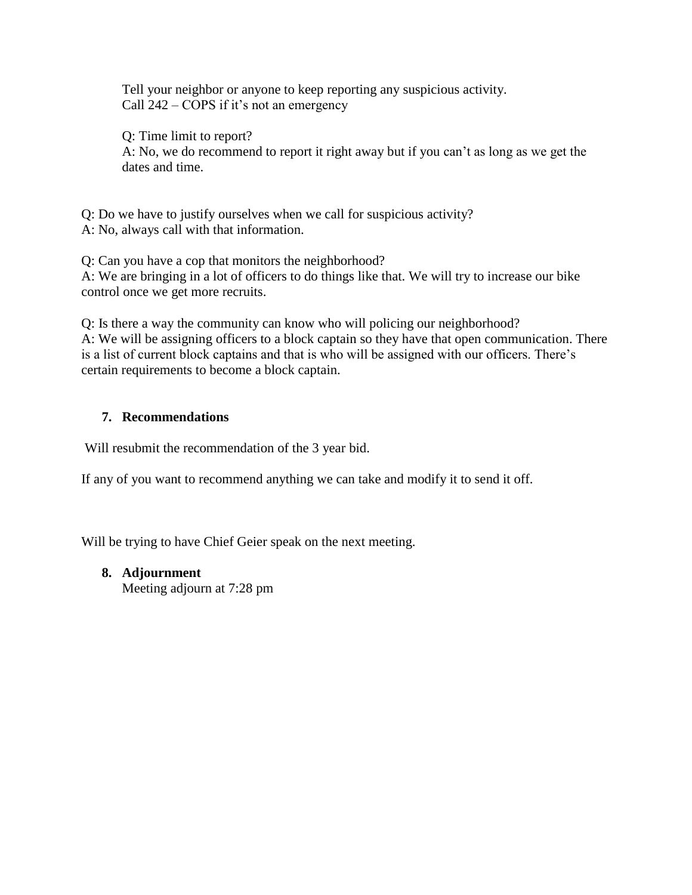Tell your neighbor or anyone to keep reporting any suspicious activity.
Call 242 – COPS if it's not an emergency

Q: Time limit to report?
A: No, we do recommend to report it right away but if you can't as long as we get the dates and time.

Q: Do we have to justify ourselves when we call for suspicious activity?
A: No, always call with that information.

Q: Can you have a cop that monitors the neighborhood?
A: We are bringing in a lot of officers to do things like that. We will try to increase our bike control once we get more recruits.

Q: Is there a way the community can know who will policing our neighborhood?
A: We will be assigning officers to a block captain so they have that open communication. There is a list of current block captains and that is who will be assigned with our officers. There's certain requirements to become a block captain.

7. **Recommendations**

Will resubmit the recommendation of the 3 year bid.

If any of you want to recommend anything we can take and modify it to send it off.

Will be trying to have Chief Geier speak on the next meeting.

8. **Adjournment**
   Meeting adjourn at 7:28 pm